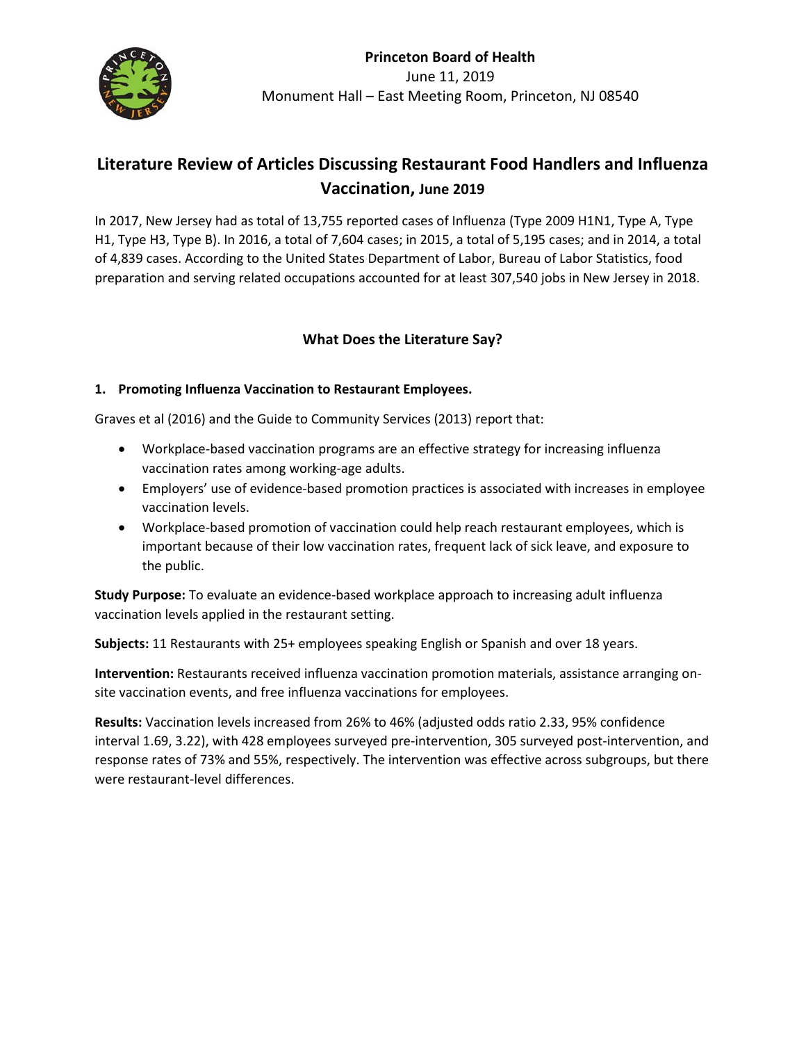**Princeton Board of Health**

June 11, 2019

Monument Hall – East Meeting Room, Princeton, NJ 08540

# Literature Review of Articles Discussing Restaurant Food Handlers and Influenza Vaccination, June 2019

In 2017, New Jersey had as total of 13,755 reported cases of Influenza (Type 2009 H1N1, Type A, Type H1, Type H3, Type B). In 2016, a total of 7,604 cases; in 2015, a total of 5,195 cases; and in 2014, a total of 4,839 cases. According to the United States Department of Labor, Bureau of Labor Statistics, food preparation and serving related occupations accounted for at least 307,540 jobs in New Jersey in 2018.

## What Does the Literature Say?

### 1. Promoting Influenza Vaccination to Restaurant Employees.

Graves et al (2016) and the Guide to Community Services (2013) report that:

- Workplace-based vaccination programs are an effective strategy for increasing influenza vaccination rates among working-age adults.
- Employers' use of evidence-based promotion practices is associated with increases in employee vaccination levels.
- Workplace-based promotion of vaccination could help reach restaurant employees, which is important because of their low vaccination rates, frequent lack of sick leave, and exposure to the public.

**Study Purpose:** To evaluate an evidence-based workplace approach to increasing adult influenza vaccination levels applied in the restaurant setting.

**Subjects:** 11 Restaurants with 25+ employees speaking English or Spanish and over 18 years.

**Intervention:** Restaurants received influenza vaccination promotion materials, assistance arranging on-site vaccination events, and free influenza vaccinations for employees.

**Results:** Vaccination levels increased from 26% to 46% (adjusted odds ratio 2.33, 95% confidence interval 1.69, 3.22), with 428 employees surveyed pre-intervention, 305 surveyed post-intervention, and response rates of 73% and 55%, respectively. The intervention was effective across subgroups, but there were restaurant-level differences.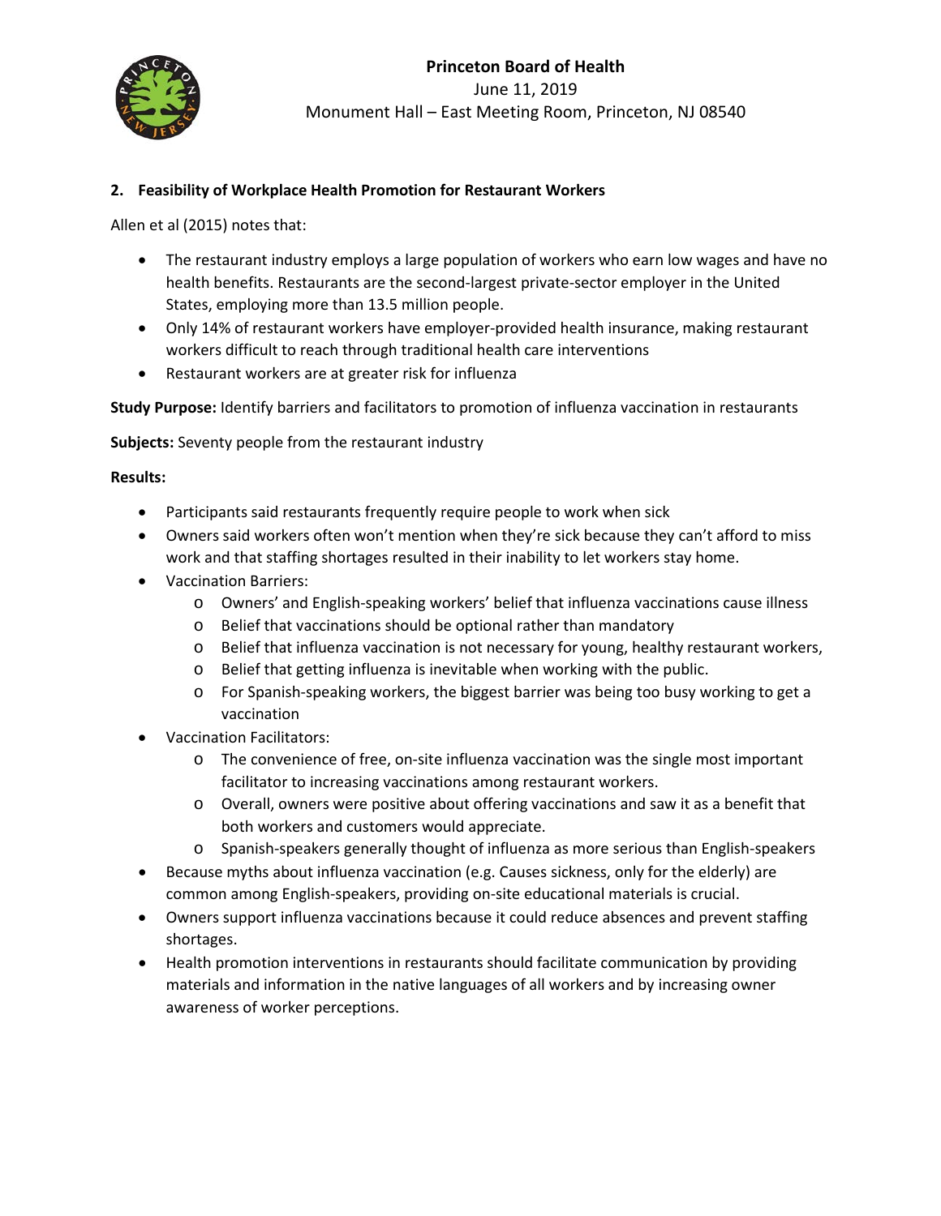## 2. Feasibility of Workplace Health Promotion for Restaurant Workers

Allen et al (2015) notes that:

- The restaurant industry employs a large population of workers who earn low wages and have no health benefits. Restaurants are the second-largest private-sector employer in the United States, employing more than 13.5 million people.
- Only 14% of restaurant workers have employer-provided health insurance, making restaurant workers difficult to reach through traditional health care interventions
- Restaurant workers are at greater risk for influenza

**Study Purpose:** Identify barriers and facilitators to promotion of influenza vaccination in restaurants

**Subjects:** Seventy people from the restaurant industry

**Results:**

- Participants said restaurants frequently require people to work when sick
- Owners said workers often won't mention when they're sick because they can't afford to miss work and that staffing shortages resulted in their inability to let workers stay home.
- Vaccination Barriers:
  - Owners' and English-speaking workers' belief that influenza vaccinations cause illness
  - Belief that vaccinations should be optional rather than mandatory
  - Belief that influenza vaccination is not necessary for young, healthy restaurant workers,
  - Belief that getting influenza is inevitable when working with the public.
  - For Spanish-speaking workers, the biggest barrier was being too busy working to get a vaccination
- Vaccination Facilitators:
  - The convenience of free, on-site influenza vaccination was the single most important facilitator to increasing vaccinations among restaurant workers.
  - Overall, owners were positive about offering vaccinations and saw it as a benefit that both workers and customers would appreciate.
  - Spanish-speakers generally thought of influenza as more serious than English-speakers
- Because myths about influenza vaccination (e.g. Causes sickness, only for the elderly) are common among English-speakers, providing on-site educational materials is crucial.
- Owners support influenza vaccinations because it could reduce absences and prevent staffing shortages.
- Health promotion interventions in restaurants should facilitate communication by providing materials and information in the native languages of all workers and by increasing owner awareness of worker perceptions.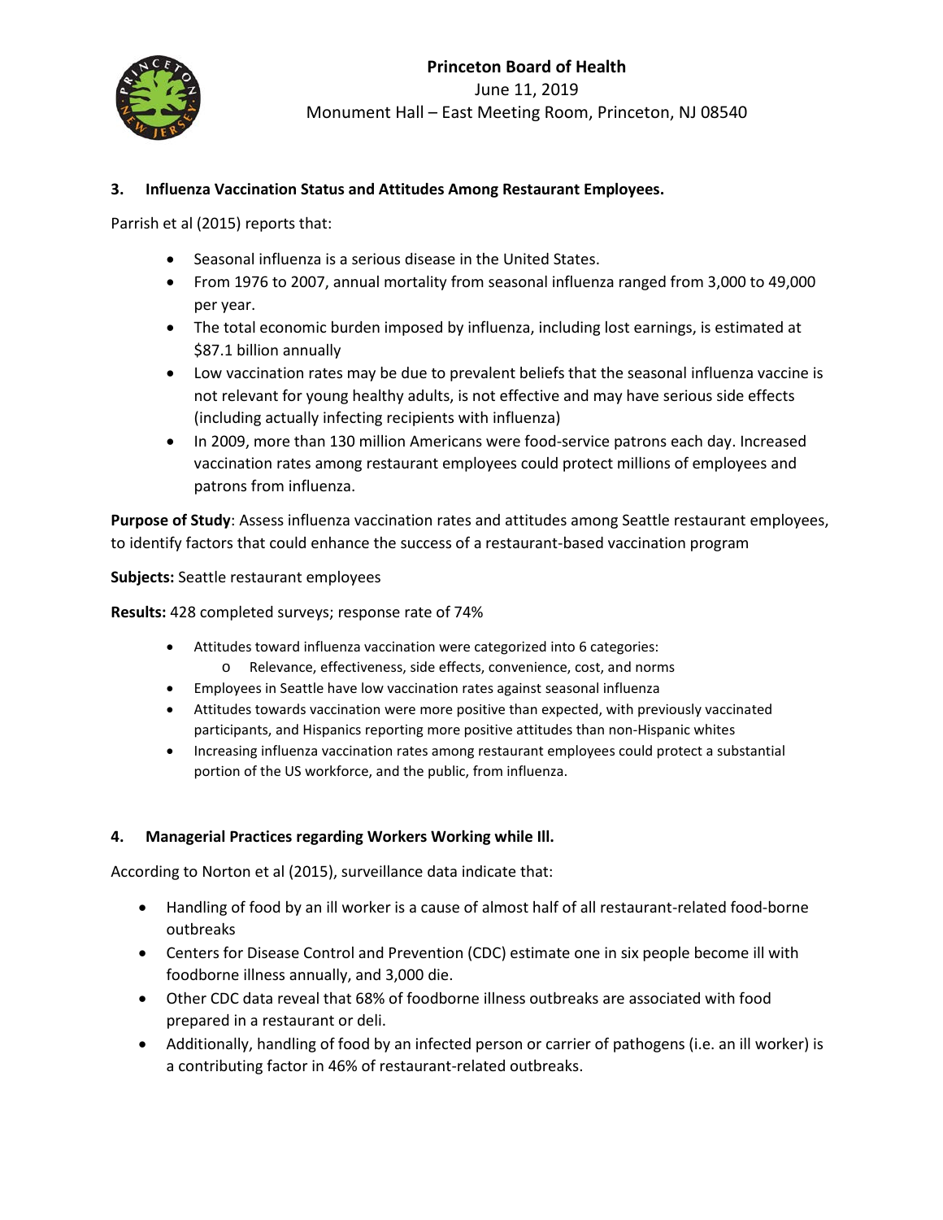**3. Influenza Vaccination Status and Attitudes Among Restaurant Employees.**

Parrish et al (2015) reports that:

- Seasonal influenza is a serious disease in the United States.
- From 1976 to 2007, annual mortality from seasonal influenza ranged from 3,000 to 49,000 per year.
- The total economic burden imposed by influenza, including lost earnings, is estimated at $87.1 billion annually
- Low vaccination rates may be due to prevalent beliefs that the seasonal influenza vaccine is not relevant for young healthy adults, is not effective and may have serious side effects (including actually infecting recipients with influenza)
- In 2009, more than 130 million Americans were food-service patrons each day. Increased vaccination rates among restaurant employees could protect millions of employees and patrons from influenza.

**Purpose of Study**: Assess influenza vaccination rates and attitudes among Seattle restaurant employees, to identify factors that could enhance the success of a restaurant-based vaccination program

**Subjects:** Seattle restaurant employees

**Results:** 428 completed surveys; response rate of 74%

- Attitudes toward influenza vaccination were categorized into 6 categories:
  - Relevance, effectiveness, side effects, convenience, cost, and norms
- Employees in Seattle have low vaccination rates against seasonal influenza
- Attitudes towards vaccination were more positive than expected, with previously vaccinated participants, and Hispanics reporting more positive attitudes than non-Hispanic whites
- Increasing influenza vaccination rates among restaurant employees could protect a substantial portion of the US workforce, and the public, from influenza.

**4. Managerial Practices regarding Workers Working while Ill.**

According to Norton et al (2015), surveillance data indicate that:

- Handling of food by an ill worker is a cause of almost half of all restaurant-related food-borne outbreaks
- Centers for Disease Control and Prevention (CDC) estimate one in six people become ill with foodborne illness annually, and 3,000 die.
- Other CDC data reveal that 68% of foodborne illness outbreaks are associated with food prepared in a restaurant or deli.
- Additionally, handling of food by an infected person or carrier of pathogens (i.e. an ill worker) is a contributing factor in 46% of restaurant-related outbreaks.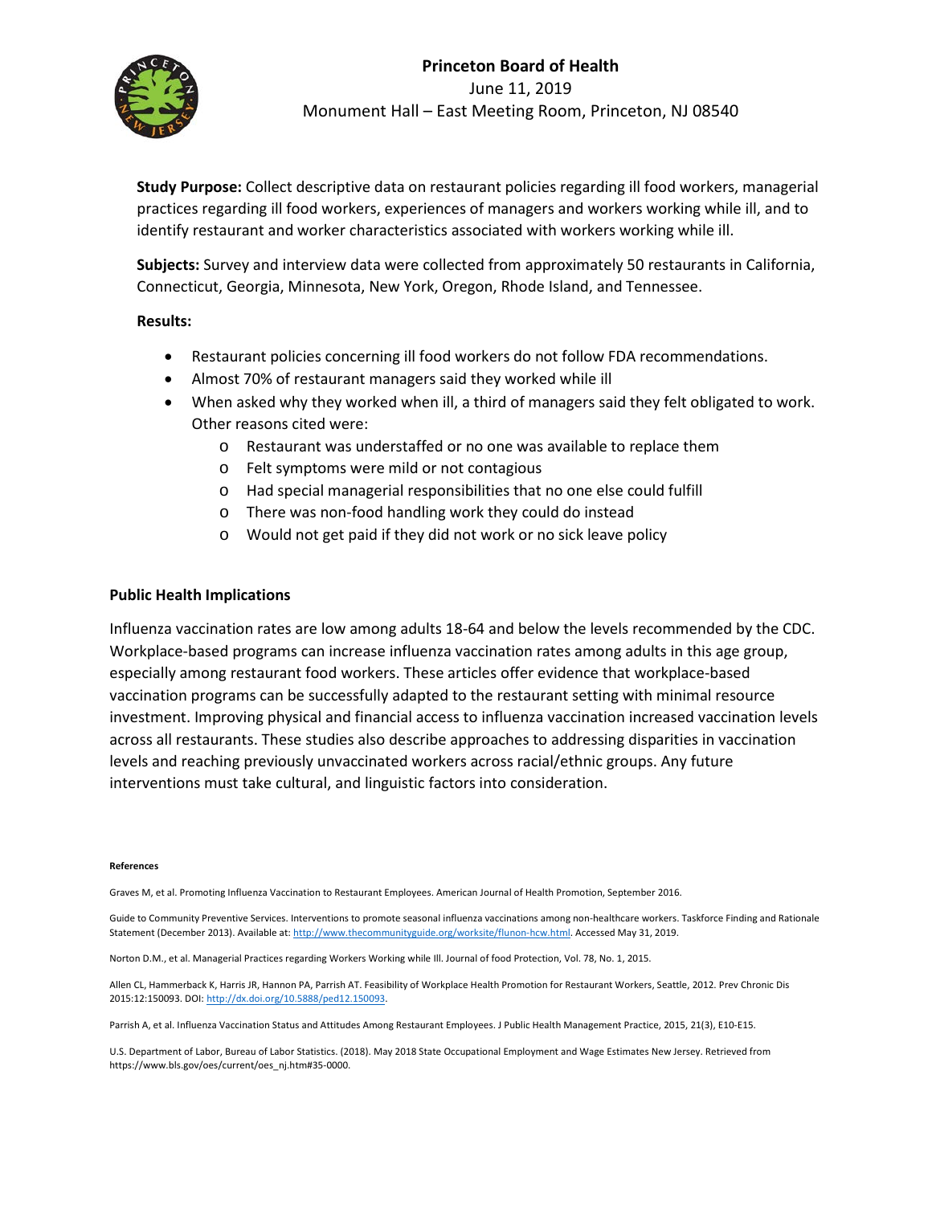**Princeton Board of Health**

June 11, 2019

Monument Hall – East Meeting Room, Princeton, NJ 08540

**Study Purpose:** Collect descriptive data on restaurant policies regarding ill food workers, managerial practices regarding ill food workers, experiences of managers and workers working while ill, and to identify restaurant and worker characteristics associated with workers working while ill.

**Subjects:** Survey and interview data were collected from approximately 50 restaurants in California, Connecticut, Georgia, Minnesota, New York, Oregon, Rhode Island, and Tennessee.

**Results:**

- Restaurant policies concerning ill food workers do not follow FDA recommendations.
- Almost 70% of restaurant managers said they worked while ill
- When asked why they worked when ill, a third of managers said they felt obligated to work. Other reasons cited were:
  - Restaurant was understaffed or no one was available to replace them
  - Felt symptoms were mild or not contagious
  - Had special managerial responsibilities that no one else could fulfill
  - There was non-food handling work they could do instead
  - Would not get paid if they did not work or no sick leave policy

## Public Health Implications

Influenza vaccination rates are low among adults 18-64 and below the levels recommended by the CDC. Workplace-based programs can increase influenza vaccination rates among adults in this age group, especially among restaurant food workers. These articles offer evidence that workplace-based vaccination programs can be successfully adapted to the restaurant setting with minimal resource investment. Improving physical and financial access to influenza vaccination increased vaccination levels across all restaurants. These studies also describe approaches to addressing disparities in vaccination levels and reaching previously unvaccinated workers across racial/ethnic groups. Any future interventions must take cultural, and linguistic factors into consideration.

#### References

Graves M, et al. Promoting Influenza Vaccination to Restaurant Employees. American Journal of Health Promotion, September 2016.

Guide to Community Preventive Services. Interventions to promote seasonal influenza vaccinations among non-healthcare workers. Taskforce Finding and Rationale Statement (December 2013). Available at: http://www.thecommunityguide.org/worksite/flunon-hcw.html. Accessed May 31, 2019.

Norton D.M., et al. Managerial Practices regarding Workers Working while Ill. Journal of food Protection, Vol. 78, No. 1, 2015.

Allen CL, Hammerback K, Harris JR, Hannon PA, Parrish AT. Feasibility of Workplace Health Promotion for Restaurant Workers, Seattle, 2012. Prev Chronic Dis 2015:12:150093. DOI: http://dx.doi.org/10.5888/ped12.150093.

Parrish A, et al. Influenza Vaccination Status and Attitudes Among Restaurant Employees. J Public Health Management Practice, 2015, 21(3), E10-E15.

U.S. Department of Labor, Bureau of Labor Statistics. (2018). May 2018 State Occupational Employment and Wage Estimates New Jersey. Retrieved from https://www.bls.gov/oes/current/oes_nj.htm#35-0000.